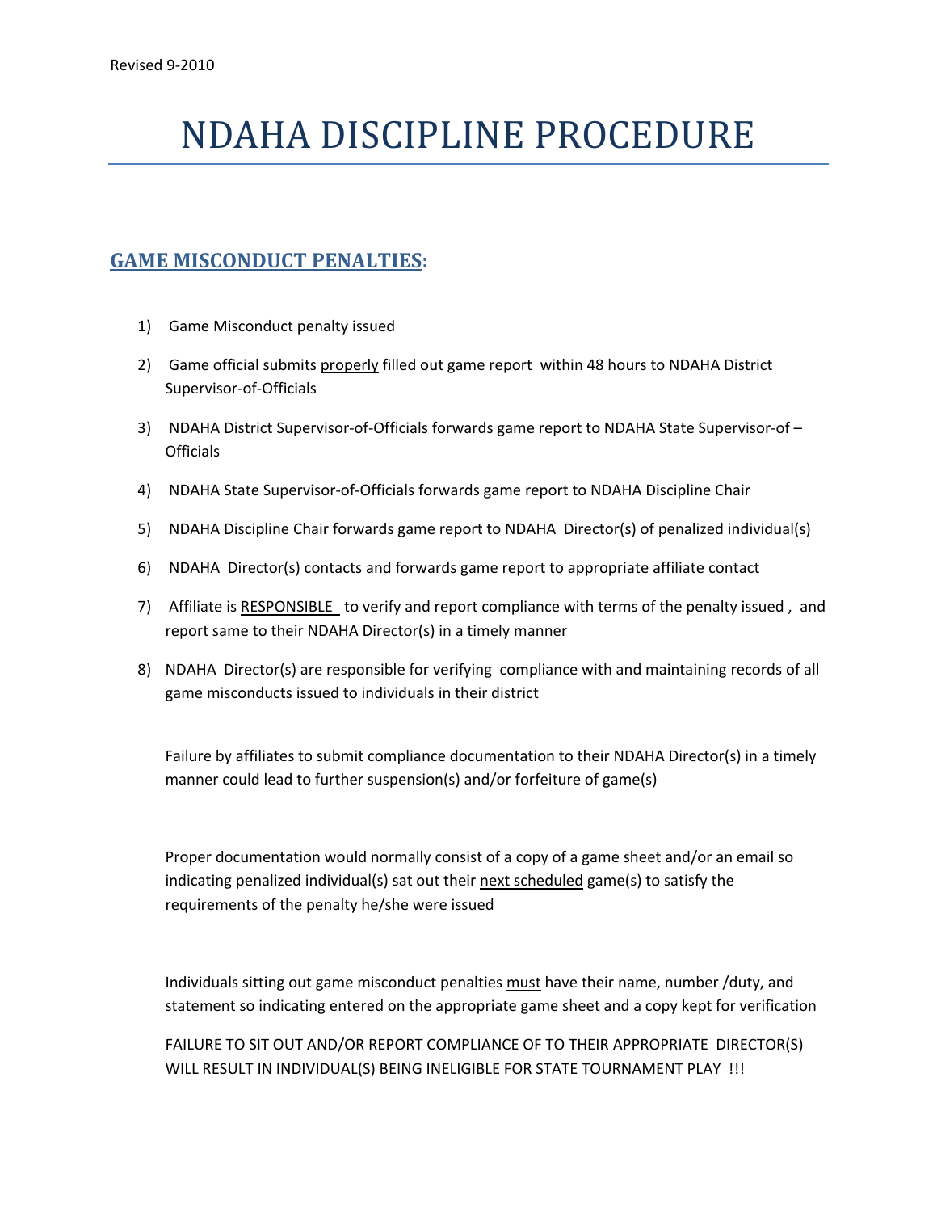Revised 9-2010

# NDAHA DISCIPLINE PROCEDURE

## GAME MISCONDUCT PENALTIES:

1) Game Misconduct penalty issued
2) Game official submits properly filled out game report within 48 hours to NDAHA District Supervisor-of-Officials
3) NDAHA District Supervisor-of-Officials forwards game report to NDAHA State Supervisor-of –Officials
4) NDAHA State Supervisor-of-Officials forwards game report to NDAHA Discipline Chair
5) NDAHA Discipline Chair forwards game report to NDAHA Director(s) of penalized individual(s)
6) NDAHA Director(s) contacts and forwards game report to appropriate affiliate contact
7) Affiliate is RESPONSIBLE to verify and report compliance with terms of the penalty issued , and report same to their NDAHA Director(s) in a timely manner
8) NDAHA Director(s) are responsible for verifying compliance with and maintaining records of all game misconducts issued to individuals in their district

Failure by affiliates to submit compliance documentation to their NDAHA Director(s) in a timely manner could lead to further suspension(s) and/or forfeiture of game(s)

Proper documentation would normally consist of a copy of a game sheet and/or an email so indicating penalized individual(s) sat out their next scheduled game(s) to satisfy the requirements of the penalty he/she were issued

Individuals sitting out game misconduct penalties must have their name, number /duty, and statement so indicating entered on the appropriate game sheet and a copy kept for verification

FAILURE TO SIT OUT AND/OR REPORT COMPLIANCE OF TO THEIR APPROPRIATE DIRECTOR(S) WILL RESULT IN INDIVIDUAL(S) BEING INELIGIBLE FOR STATE TOURNAMENT PLAY !!!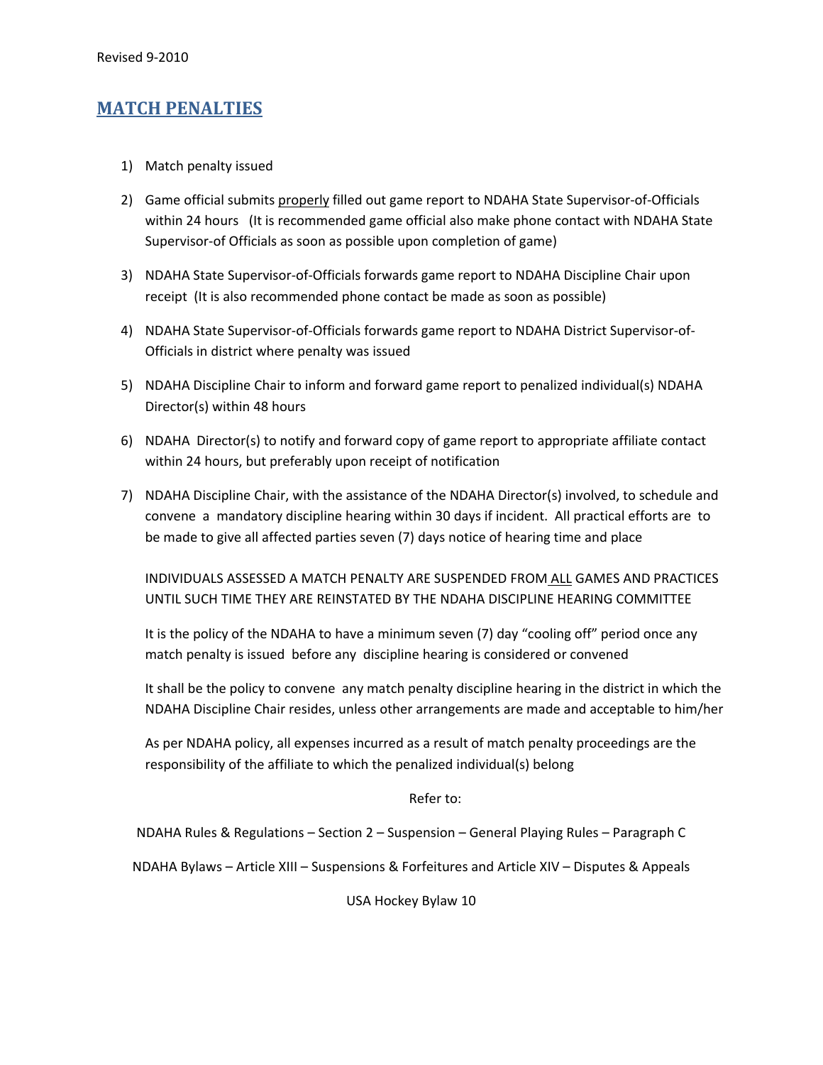Revised 9-2010

## MATCH PENALTIES

1) Match penalty issued

2) Game official submits properly filled out game report to NDAHA State Supervisor-of-Officials within 24 hours (It is recommended game official also make phone contact with NDAHA State Supervisor-of Officials as soon as possible upon completion of game)

3) NDAHA State Supervisor-of-Officials forwards game report to NDAHA Discipline Chair upon receipt (It is also recommended phone contact be made as soon as possible)

4) NDAHA State Supervisor-of-Officials forwards game report to NDAHA District Supervisor-of-Officials in district where penalty was issued

5) NDAHA Discipline Chair to inform and forward game report to penalized individual(s) NDAHA Director(s) within 48 hours

6) NDAHA Director(s) to notify and forward copy of game report to appropriate affiliate contact within 24 hours, but preferably upon receipt of notification

7) NDAHA Discipline Chair, with the assistance of the NDAHA Director(s) involved, to schedule and convene a mandatory discipline hearing within 30 days if incident. All practical efforts are to be made to give all affected parties seven (7) days notice of hearing time and place

   INDIVIDUALS ASSESSED A MATCH PENALTY ARE SUSPENDED FROM ALL GAMES AND PRACTICES UNTIL SUCH TIME THEY ARE REINSTATED BY THE NDAHA DISCIPLINE HEARING COMMITTEE

   It is the policy of the NDAHA to have a minimum seven (7) day "cooling off" period once any match penalty is issued before any discipline hearing is considered or convened

   It shall be the policy to convene any match penalty discipline hearing in the district in which the NDAHA Discipline Chair resides, unless other arrangements are made and acceptable to him/her

   As per NDAHA policy, all expenses incurred as a result of match penalty proceedings are the responsibility of the affiliate to which the penalized individual(s) belong

Refer to:

NDAHA Rules & Regulations – Section 2 – Suspension – General Playing Rules – Paragraph C

NDAHA Bylaws – Article XIII – Suspensions & Forfeitures and Article XIV – Disputes & Appeals

USA Hockey Bylaw 10